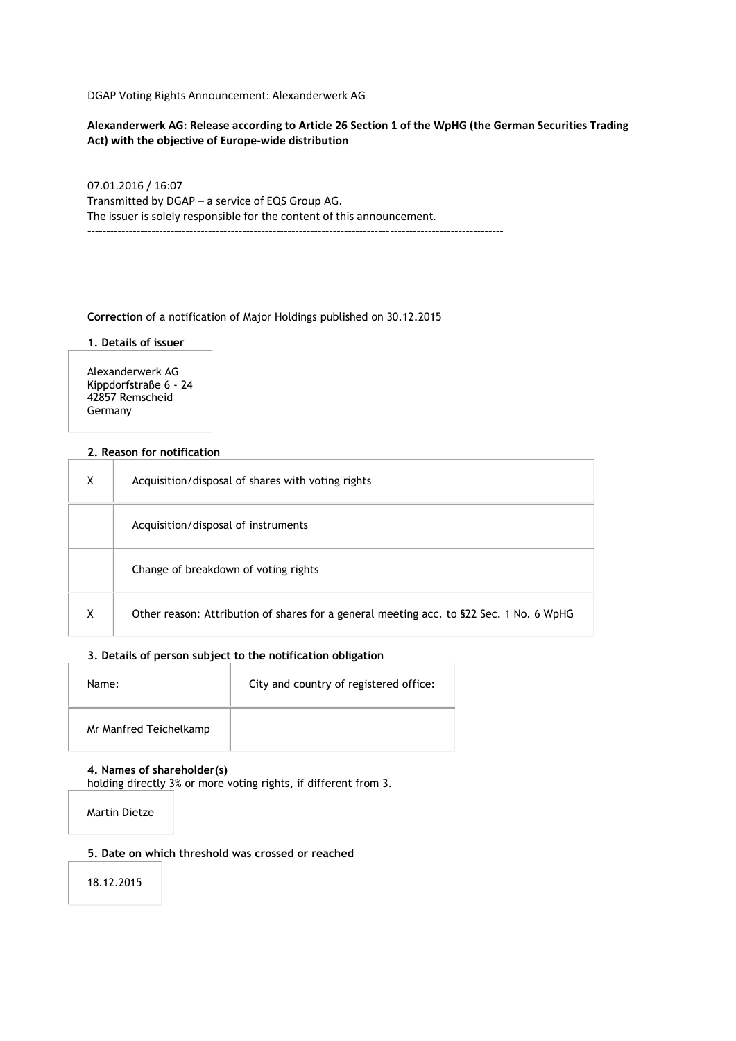DGAP Voting Rights Announcement: Alexanderwerk AG

**Alexanderwerk AG: Release according to Article 26 Section 1 of the WpHG (the German Securities Trading Act) with the objective of Europe-wide distribution**

07.01.2016 / 16:07
Transmitted by DGAP – a service of EQS Group AG.
The issuer is solely responsible for the content of this announcement.

---

**Correction** of a notification of Major Holdings published on 30.12.2015

**1. Details of issuer**

| Alexanderwerk AG<br>Kippdorfstraße 6 - 24<br>42857 Remscheid<br>Germany |
|---|

**2. Reason for notification**

| | |
|---|---|
| X | Acquisition/disposal of shares with voting rights |
| | Acquisition/disposal of instruments |
| | Change of breakdown of voting rights |
| X | Other reason: Attribution of shares for a general meeting acc. to §22 Sec. 1 No. 6 WpHG |

**3. Details of person subject to the notification obligation**

| Name: | City and country of registered office: |
|---|---|
| Mr Manfred Teichelkamp | |

**4. Names of shareholder(s)**
holding directly 3% or more voting rights, if different from 3.

| Martin Dietze |
|---|

**5. Date on which threshold was crossed or reached**

| 18.12.2015 |
|---|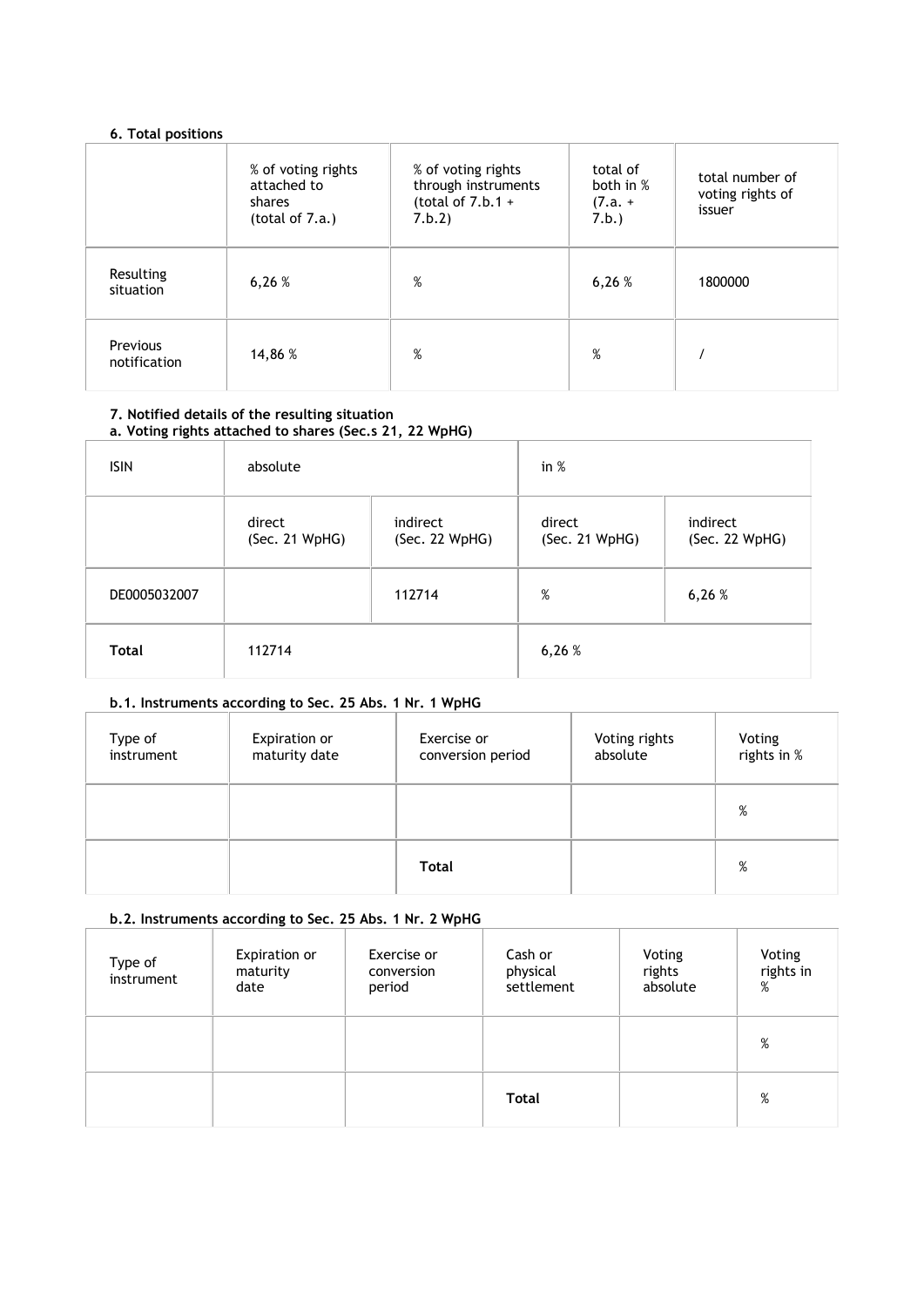**6. Total positions**

| | % of voting rights attached to shares (total of 7.a.) | % of voting rights through instruments (total of 7.b.1 + 7.b.2) | total of both in % (7.a. + 7.b.) | total number of voting rights of issuer |
|---|---|---|---|---|
| Resulting situation | 6,26 % | % | 6,26 % | 1800000 |
| Previous notification | 14,86 % | % | % | / |

**7. Notified details of the resulting situation**
**a. Voting rights attached to shares (Sec.s 21, 22 WpHG)**

| ISIN | absolute | | in % | |
|---|---|---|---|---|
| | direct (Sec. 21 WpHG) | indirect (Sec. 22 WpHG) | direct (Sec. 21 WpHG) | indirect (Sec. 22 WpHG) |
| DE0005032007 | | 112714 | % | 6,26 % |
| **Total** | 112714 | | 6,26 % | |

**b.1. Instruments according to Sec. 25 Abs. 1 Nr. 1 WpHG**

| Type of instrument | Expiration or maturity date | Exercise or conversion period | Voting rights absolute | Voting rights in % |
|---|---|---|---|---|
| | | | | % |
| | | **Total** | | % |

**b.2. Instruments according to Sec. 25 Abs. 1 Nr. 2 WpHG**

| Type of instrument | Expiration or maturity date | Exercise or conversion period | Cash or physical settlement | Voting rights absolute | Voting rights in % |
|---|---|---|---|---|---|
| | | | | | % |
| | | | **Total** | | % |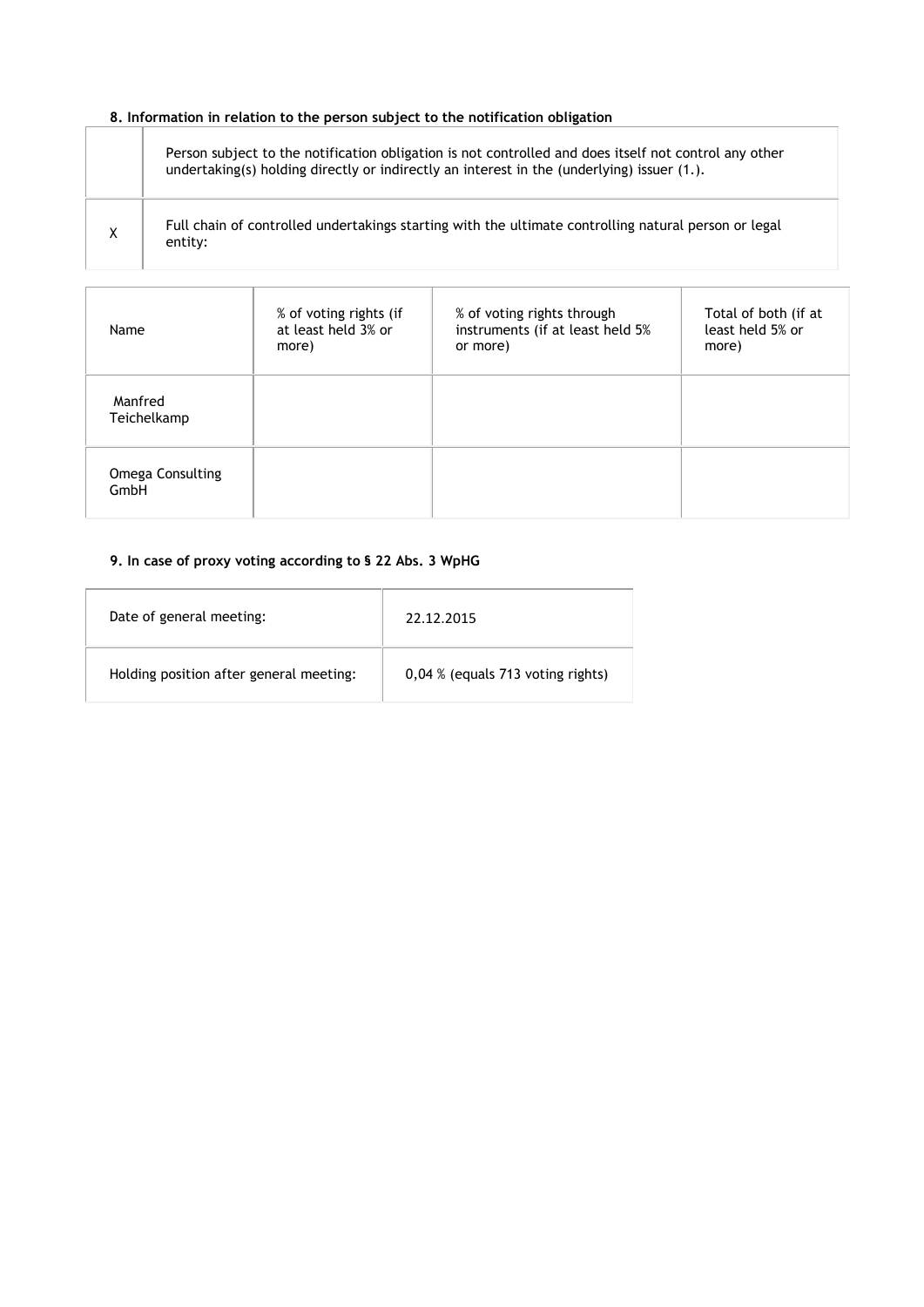**8. Information in relation to the person subject to the notification obligation**

| | |
|---|---|
| | Person subject to the notification obligation is not controlled and does itself not control any other undertaking(s) holding directly or indirectly an interest in the (underlying) issuer (1.). |
| X | Full chain of controlled undertakings starting with the ultimate controlling natural person or legal entity: |

| Name | % of voting rights (if at least held 3% or more) | % of voting rights through instruments (if at least held 5% or more) | Total of both (if at least held 5% or more) |
|---|---|---|---|
| Manfred Teichelkamp | | | |
| Omega Consulting GmbH | | | |

**9. In case of proxy voting according to § 22 Abs. 3 WpHG**

| | |
|---|---|
| Date of general meeting: | 22.12.2015 |
| Holding position after general meeting: | 0,04 % (equals 713 voting rights) |